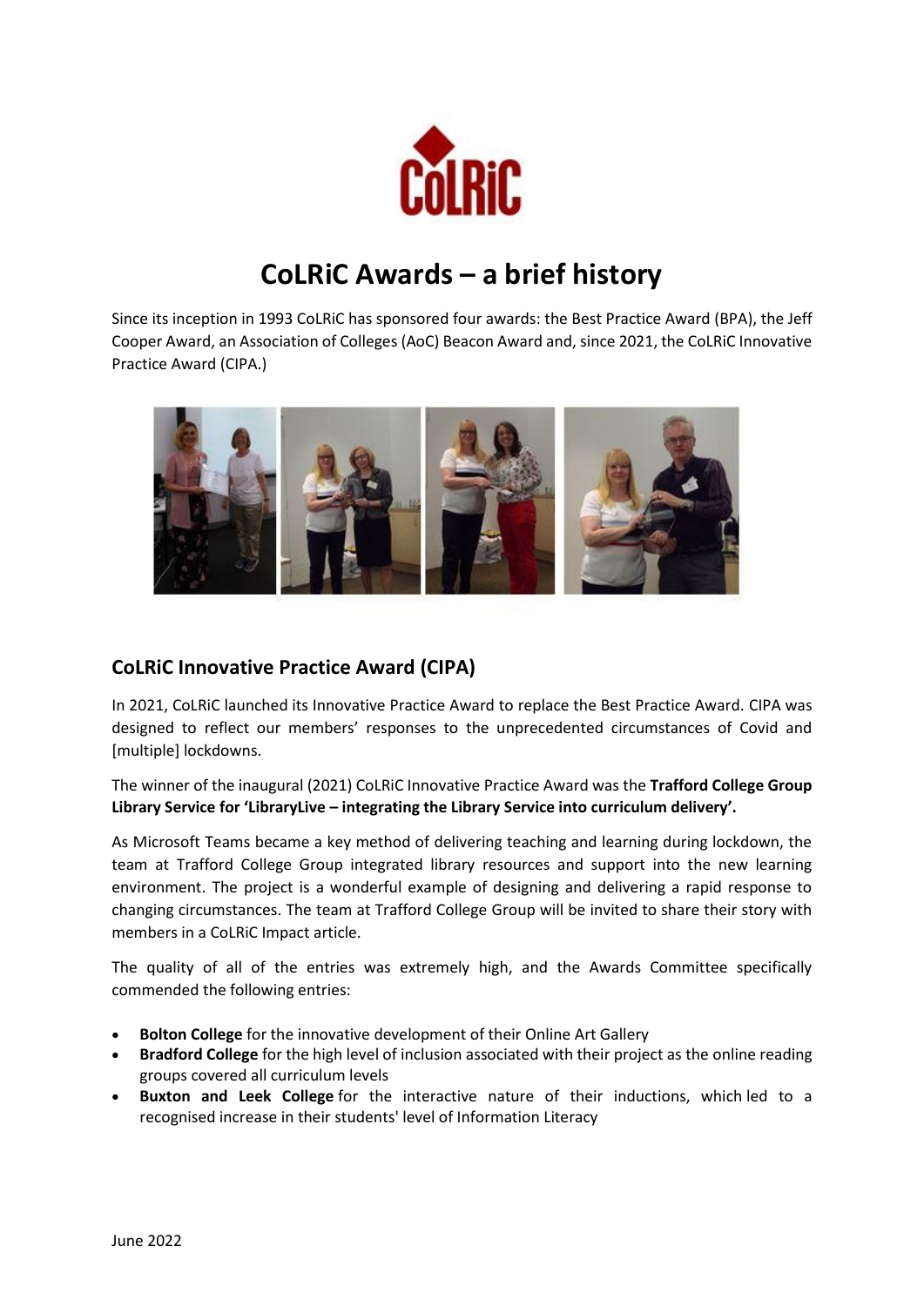# CoLRiC Awards – a brief history

Since its inception in 1993 CoLRiC has sponsored four awards: the Best Practice Award (BPA), the Jeff Cooper Award, an Association of Colleges (AoC) Beacon Award and, since 2021, the CoLRiC Innovative Practice Award (CIPA.)

## CoLRiC Innovative Practice Award (CIPA)

In 2021, CoLRiC launched its Innovative Practice Award to replace the Best Practice Award. CIPA was designed to reflect our members' responses to the unprecedented circumstances of Covid and [multiple] lockdowns.

The winner of the inaugural (2021) CoLRiC Innovative Practice Award was the **Trafford College Group Library Service for 'LibraryLive – integrating the Library Service into curriculum delivery'.**

As Microsoft Teams became a key method of delivering teaching and learning during lockdown, the team at Trafford College Group integrated library resources and support into the new learning environment. The project is a wonderful example of designing and delivering a rapid response to changing circumstances. The team at Trafford College Group will be invited to share their story with members in a CoLRiC Impact article.

The quality of all of the entries was extremely high, and the Awards Committee specifically commended the following entries:

- **Bolton College** for the innovative development of their Online Art Gallery
- **Bradford College** for the high level of inclusion associated with their project as the online reading groups covered all curriculum levels
- **Buxton and Leek College** for the interactive nature of their inductions, which led to a recognised increase in their students' level of Information Literacy

June 2022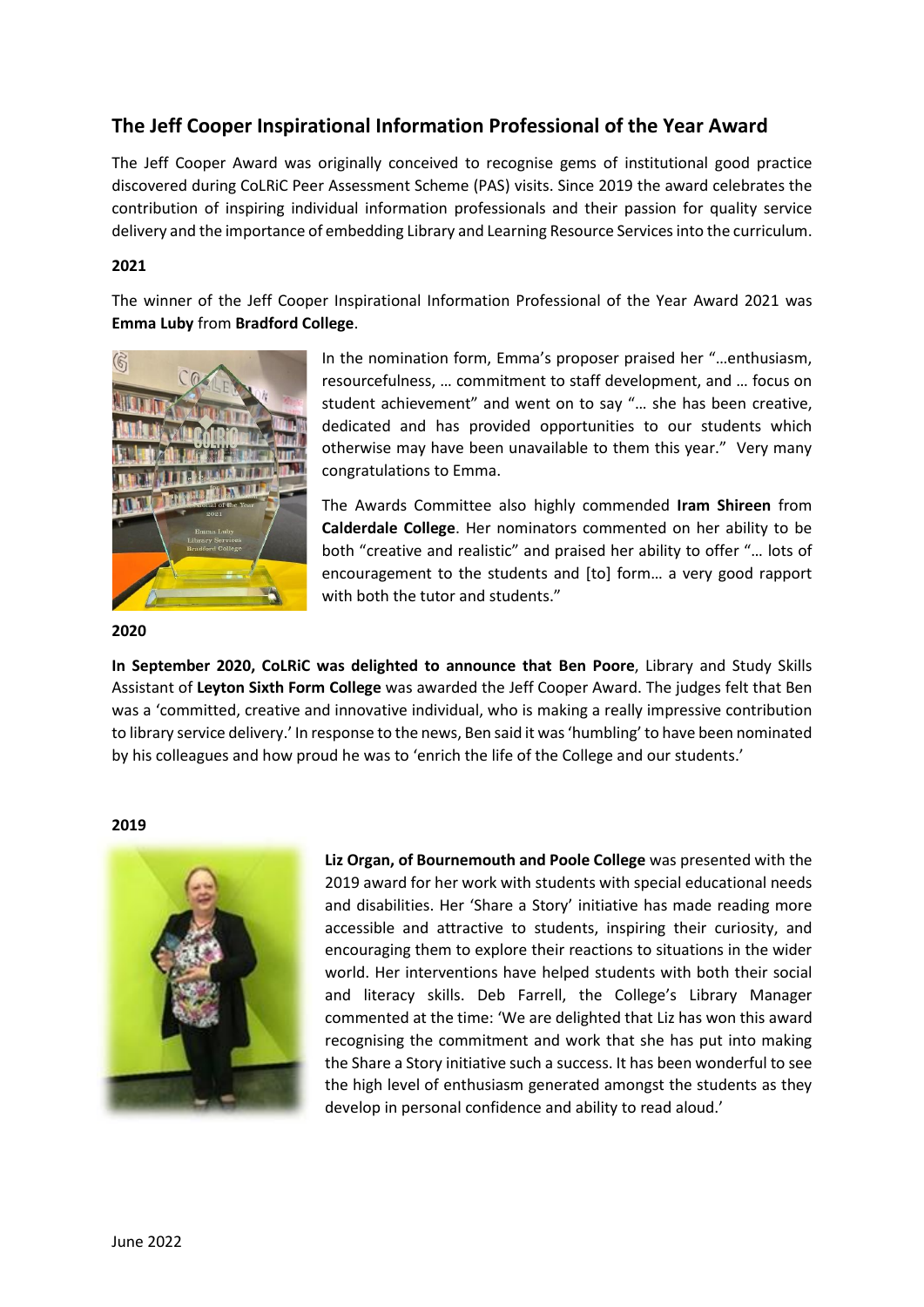## The Jeff Cooper Inspirational Information Professional of the Year Award

The Jeff Cooper Award was originally conceived to recognise gems of institutional good practice discovered during CoLRiC Peer Assessment Scheme (PAS) visits. Since 2019 the award celebrates the contribution of inspiring individual information professionals and their passion for quality service delivery and the importance of embedding Library and Learning Resource Services into the curriculum.

**2021**

The winner of the Jeff Cooper Inspirational Information Professional of the Year Award 2021 was **Emma Luby** from **Bradford College**.

In the nomination form, Emma's proposer praised her "…enthusiasm, resourcefulness, … commitment to staff development, and … focus on student achievement" and went on to say "… she has been creative, dedicated and has provided opportunities to our students which otherwise may have been unavailable to them this year." Very many congratulations to Emma.

The Awards Committee also highly commended **Iram Shireen** from **Calderdale College**. Her nominators commented on her ability to be both "creative and realistic" and praised her ability to offer "… lots of encouragement to the students and [to] form… a very good rapport with both the tutor and students."

**2020**

**In September 2020, CoLRiC was delighted to announce that Ben Poore**, Library and Study Skills Assistant of **Leyton Sixth Form College** was awarded the Jeff Cooper Award. The judges felt that Ben was a 'committed, creative and innovative individual, who is making a really impressive contribution to library service delivery.' In response to the news, Ben said it was 'humbling' to have been nominated by his colleagues and how proud he was to 'enrich the life of the College and our students.'

**2019**

**Liz Organ, of Bournemouth and Poole College** was presented with the 2019 award for her work with students with special educational needs and disabilities. Her 'Share a Story' initiative has made reading more accessible and attractive to students, inspiring their curiosity, and encouraging them to explore their reactions to situations in the wider world. Her interventions have helped students with both their social and literacy skills. Deb Farrell, the College's Library Manager commented at the time: 'We are delighted that Liz has won this award recognising the commitment and work that she has put into making the Share a Story initiative such a success. It has been wonderful to see the high level of enthusiasm generated amongst the students as they develop in personal confidence and ability to read aloud.'

June 2022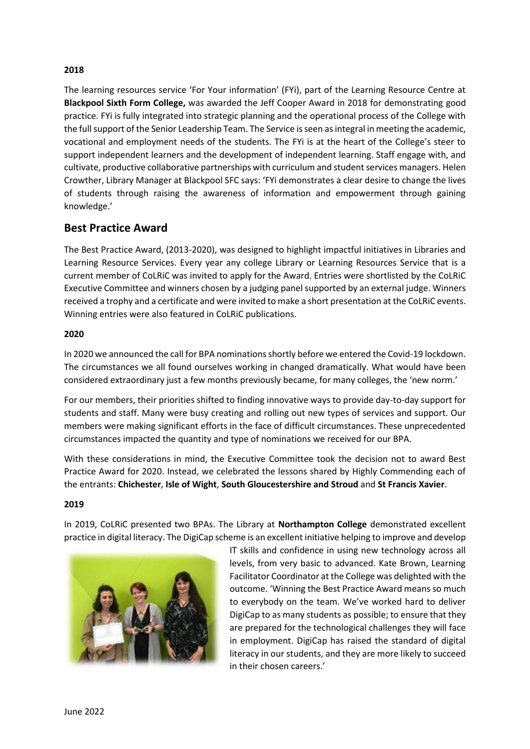**2018**

The learning resources service 'For Your information' (FYi), part of the Learning Resource Centre at **Blackpool Sixth Form College,** was awarded the Jeff Cooper Award in 2018 for demonstrating good practice. FYi is fully integrated into strategic planning and the operational process of the College with the full support of the Senior Leadership Team. The Service is seen as integral in meeting the academic, vocational and employment needs of the students. The FYi is at the heart of the College's steer to support independent learners and the development of independent learning. Staff engage with, and cultivate, productive collaborative partnerships with curriculum and student services managers. Helen Crowther, Library Manager at Blackpool SFC says: 'FYi demonstrates a clear desire to change the lives of students through raising the awareness of information and empowerment through gaining knowledge.'

## Best Practice Award

The Best Practice Award, (2013-2020), was designed to highlight impactful initiatives in Libraries and Learning Resource Services. Every year any college Library or Learning Resources Service that is a current member of CoLRiC was invited to apply for the Award. Entries were shortlisted by the CoLRiC Executive Committee and winners chosen by a judging panel supported by an external judge. Winners received a trophy and a certificate and were invited to make a short presentation at the CoLRiC events. Winning entries were also featured in CoLRiC publications.

**2020**

In 2020 we announced the call for BPA nominations shortly before we entered the Covid-19 lockdown. The circumstances we all found ourselves working in changed dramatically. What would have been considered extraordinary just a few months previously became, for many colleges, the 'new norm.'

For our members, their priorities shifted to finding innovative ways to provide day-to-day support for students and staff. Many were busy creating and rolling out new types of services and support. Our members were making significant efforts in the face of difficult circumstances. These unprecedented circumstances impacted the quantity and type of nominations we received for our BPA.

With these considerations in mind, the Executive Committee took the decision not to award Best Practice Award for 2020. Instead, we celebrated the lessons shared by Highly Commending each of the entrants: **Chichester**, **Isle of Wight**, **South Gloucestershire and Stroud** and **St Francis Xavier**.

**2019**

In 2019, CoLRiC presented two BPAs. The Library at **Northampton College** demonstrated excellent practice in digital literacy. The DigiCap scheme is an excellent initiative helping to improve and develop IT skills and confidence in using new technology across all levels, from very basic to advanced. Kate Brown, Learning Facilitator Coordinator at the College was delighted with the outcome. 'Winning the Best Practice Award means so much to everybody on the team. We've worked hard to deliver DigiCap to as many students as possible; to ensure that they are prepared for the technological challenges they will face in employment. DigiCap has raised the standard of digital literacy in our students, and they are more likely to succeed in their chosen careers.'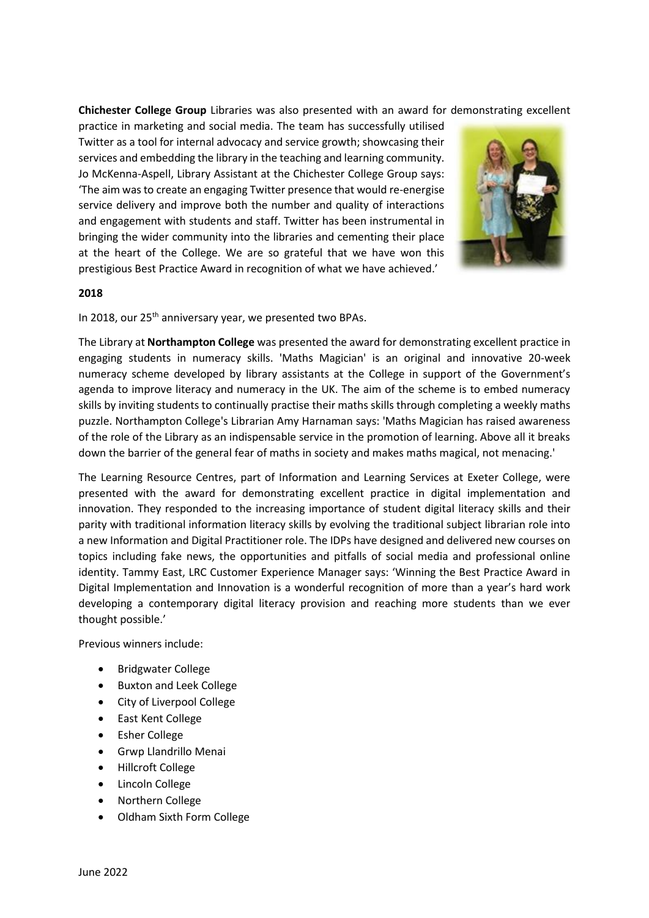**Chichester College Group** Libraries was also presented with an award for demonstrating excellent practice in marketing and social media. The team has successfully utilised Twitter as a tool for internal advocacy and service growth; showcasing their services and embedding the library in the teaching and learning community. Jo McKenna-Aspell, Library Assistant at the Chichester College Group says: 'The aim was to create an engaging Twitter presence that would re-energise service delivery and improve both the number and quality of interactions and engagement with students and staff. Twitter has been instrumental in bringing the wider community into the libraries and cementing their place at the heart of the College. We are so grateful that we have won this prestigious Best Practice Award in recognition of what we have achieved.'

**2018**

In 2018, our 25th anniversary year, we presented two BPAs.

The Library at **Northampton College** was presented the award for demonstrating excellent practice in engaging students in numeracy skills. 'Maths Magician' is an original and innovative 20-week numeracy scheme developed by library assistants at the College in support of the Government's agenda to improve literacy and numeracy in the UK. The aim of the scheme is to embed numeracy skills by inviting students to continually practise their maths skills through completing a weekly maths puzzle. Northampton College's Librarian Amy Harnaman says: 'Maths Magician has raised awareness of the role of the Library as an indispensable service in the promotion of learning. Above all it breaks down the barrier of the general fear of maths in society and makes maths magical, not menacing.'

The Learning Resource Centres, part of Information and Learning Services at Exeter College, were presented with the award for demonstrating excellent practice in digital implementation and innovation. They responded to the increasing importance of student digital literacy skills and their parity with traditional information literacy skills by evolving the traditional subject librarian role into a new Information and Digital Practitioner role. The IDPs have designed and delivered new courses on topics including fake news, the opportunities and pitfalls of social media and professional online identity. Tammy East, LRC Customer Experience Manager says: 'Winning the Best Practice Award in Digital Implementation and Innovation is a wonderful recognition of more than a year's hard work developing a contemporary digital literacy provision and reaching more students than we ever thought possible.'

Previous winners include:

- Bridgwater College
- Buxton and Leek College
- City of Liverpool College
- East Kent College
- Esher College
- Grwp Llandrillo Menai
- Hillcroft College
- Lincoln College
- Northern College
- Oldham Sixth Form College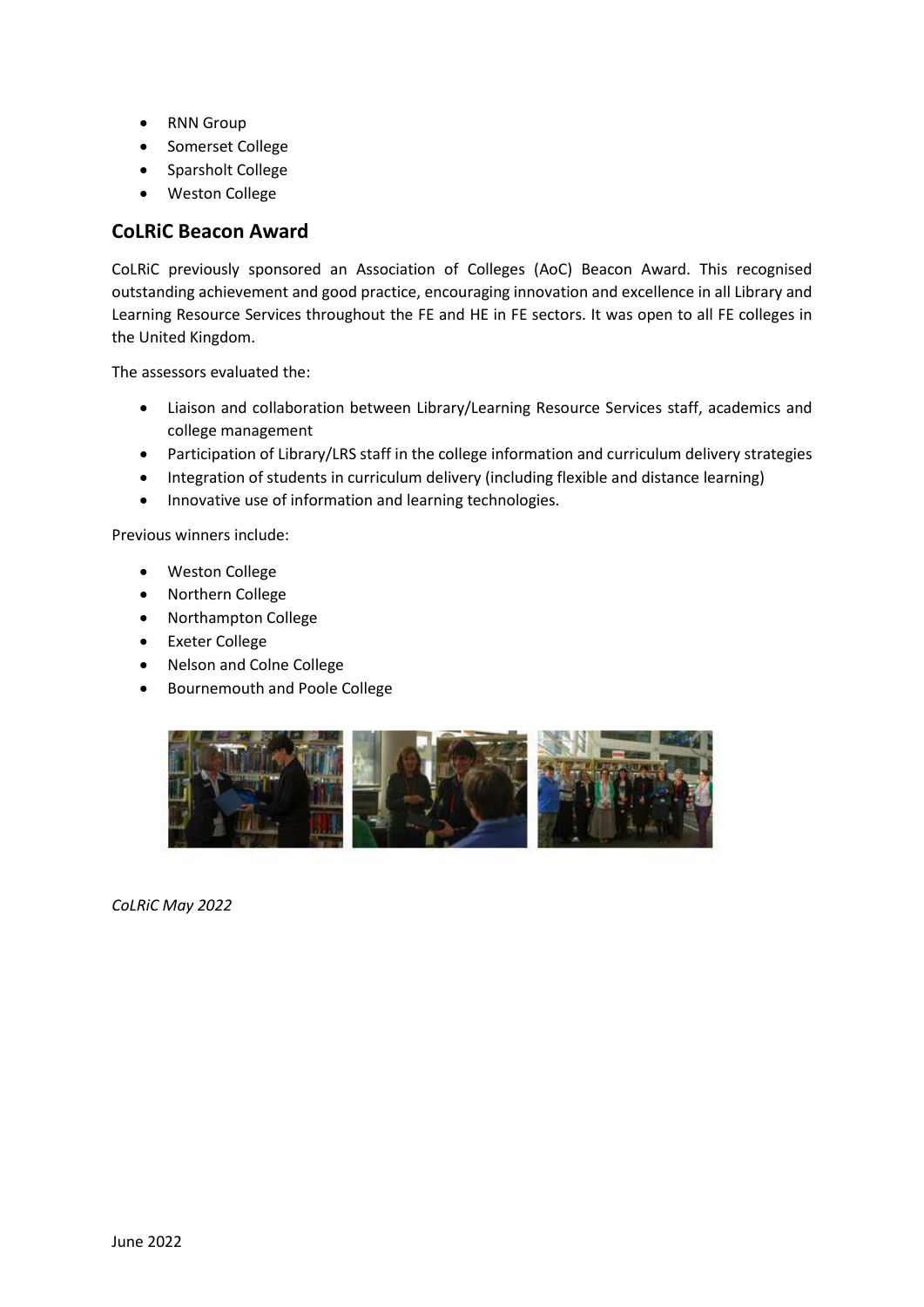- RNN Group
- Somerset College
- Sparsholt College
- Weston College

## CoLRiC Beacon Award

CoLRiC previously sponsored an Association of Colleges (AoC) Beacon Award. This recognised outstanding achievement and good practice, encouraging innovation and excellence in all Library and Learning Resource Services throughout the FE and HE in FE sectors. It was open to all FE colleges in the United Kingdom.

The assessors evaluated the:

- Liaison and collaboration between Library/Learning Resource Services staff, academics and college management
- Participation of Library/LRS staff in the college information and curriculum delivery strategies
- Integration of students in curriculum delivery (including flexible and distance learning)
- Innovative use of information and learning technologies.

Previous winners include:

- Weston College
- Northern College
- Northampton College
- Exeter College
- Nelson and Colne College
- Bournemouth and Poole College

*CoLRiC May 2022*

June 2022